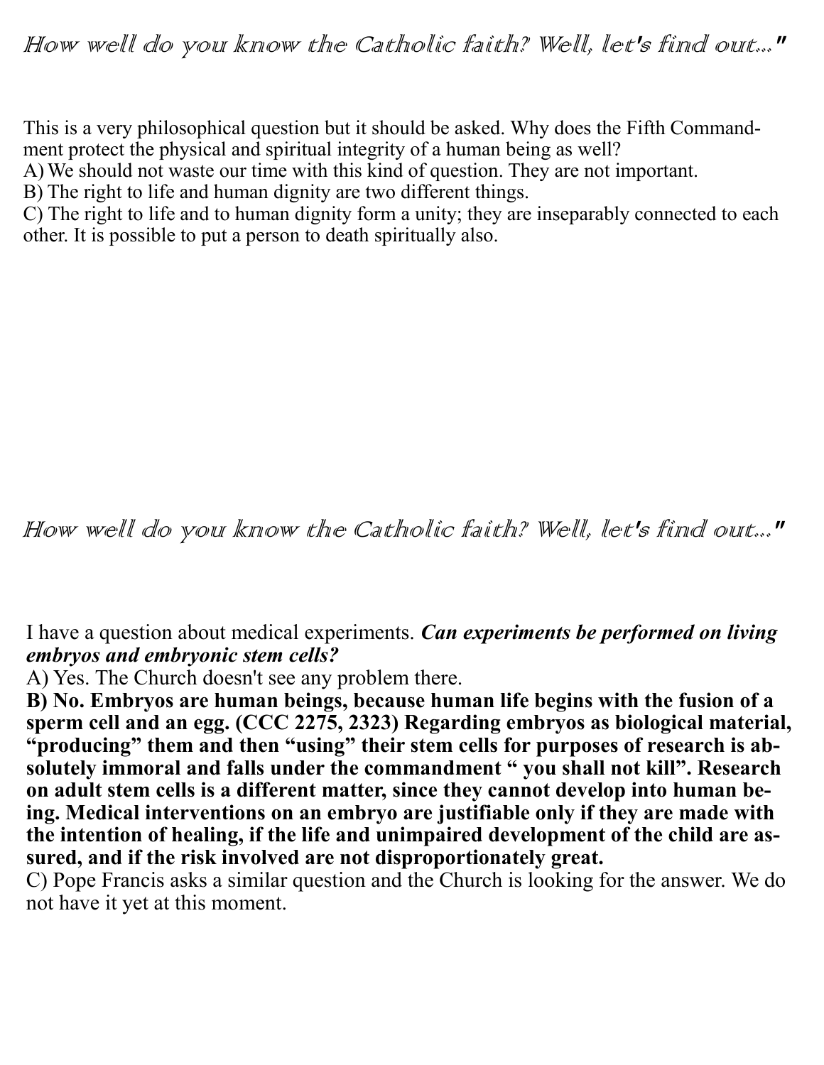*How well do you know the Catholic faith? Well, let's find out..."*

This is a very philosophical question but it should be asked. Why does the Fifth Commandment protect the physical and spiritual integrity of a human being as well?

A) We should not waste our time with this kind of question. They are not important.

B) The right to life and human dignity are two different things.

C) The right to life and to human dignity form a unity; they are inseparably connected to each other. It is possible to put a person to death spiritually also.

*How well do you know the Catholic faith? Well, let's find out..."*

I have a question about medical experiments. ***Can experiments be performed on living embryos and embryonic stem cells?***

A) Yes. The Church doesn't see any problem there.

**B) No. Embryos are human beings, because human life begins with the fusion of a sperm cell and an egg. (CCC 2275, 2323) Regarding embryos as biological material, "producing" them and then "using" their stem cells for purposes of research is absolutely immoral and falls under the commandment " you shall not kill". Research on adult stem cells is a different matter, since they cannot develop into human being. Medical interventions on an embryo are justifiable only if they are made with the intention of healing, if the life and unimpaired development of the child are assured, and if the risk involved are not disproportionately great.**

C) Pope Francis asks a similar question and the Church is looking for the answer. We do not have it yet at this moment.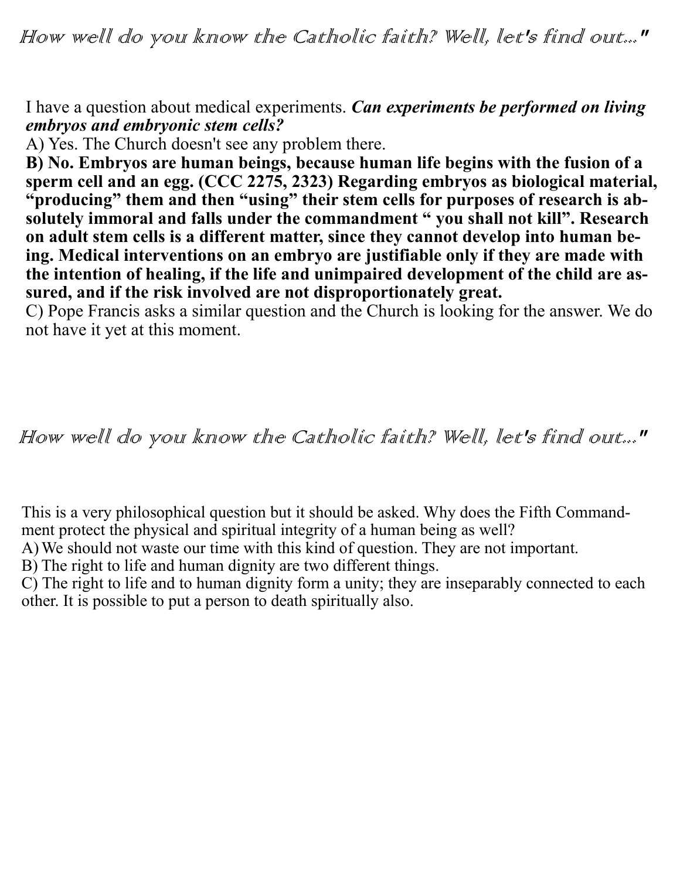How well do you know the Catholic faith? Well, let's find out..."

I have a question about medical experiments. ***Can experiments be performed on living embryos and embryonic stem cells?***

A) Yes. The Church doesn't see any problem there.

**B) No. Embryos are human beings, because human life begins with the fusion of a sperm cell and an egg. (CCC 2275, 2323) Regarding embryos as biological material, "producing" them and then "using" their stem cells for purposes of research is absolutely immoral and falls under the commandment " you shall not kill". Research on adult stem cells is a different matter, since they cannot develop into human being. Medical interventions on an embryo are justifiable only if they are made with the intention of healing, if the life and unimpaired development of the child are assured, and if the risk involved are not disproportionately great.**

C) Pope Francis asks a similar question and the Church is looking for the answer. We do not have it yet at this moment.

How well do you know the Catholic faith? Well, let's find out..."

This is a very philosophical question but it should be asked. Why does the Fifth Commandment protect the physical and spiritual integrity of a human being as well?

A) We should not waste our time with this kind of question. They are not important.

B) The right to life and human dignity are two different things.

C) The right to life and to human dignity form a unity; they are inseparably connected to each other. It is possible to put a person to death spiritually also.